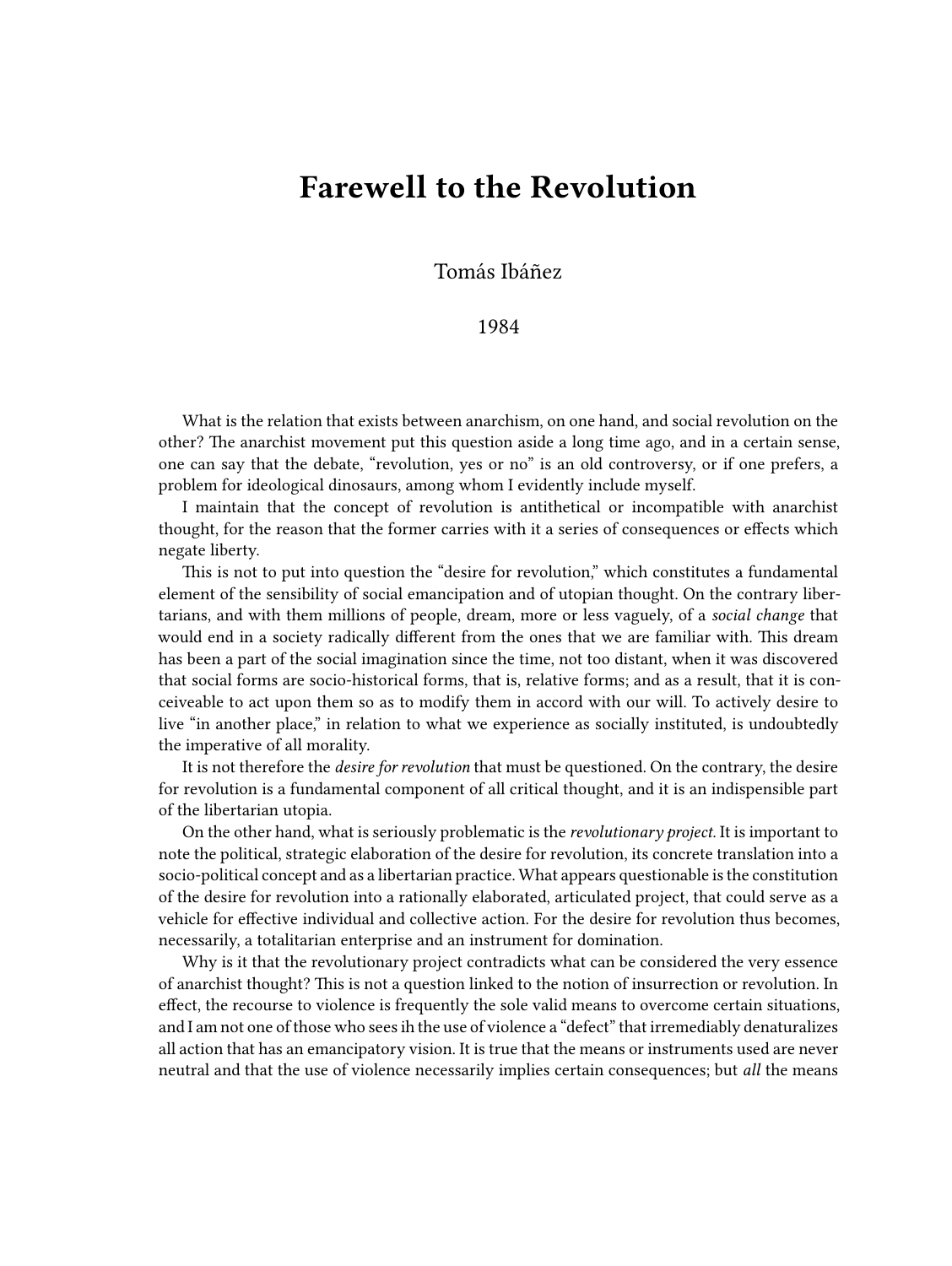# Farewell to the Revolution

Tomás Ibáñez

1984

What is the relation that exists between anarchism, on one hand, and social revolution on the other? The anarchist movement put this question aside a long time ago, and in a certain sense, one can say that the debate, "revolution, yes or no" is an old controversy, or if one prefers, a problem for ideological dinosaurs, among whom I evidently include myself.

I maintain that the concept of revolution is antithetical or incompatible with anarchist thought, for the reason that the former carries with it a series of consequences or effects which negate liberty.

This is not to put into question the "desire for revolution," which constitutes a fundamental element of the sensibility of social emancipation and of utopian thought. On the contrary libertarians, and with them millions of people, dream, more or less vaguely, of a *social change* that would end in a society radically different from the ones that we are familiar with. This dream has been a part of the social imagination since the time, not too distant, when it was discovered that social forms are socio-historical forms, that is, relative forms; and as a result, that it is conceiveable to act upon them so as to modify them in accord with our will. To actively desire to live "in another place," in relation to what we experience as socially instituted, is undoubtedly the imperative of all morality.

It is not therefore the *desire for revolution* that must be questioned. On the contrary, the desire for revolution is a fundamental component of all critical thought, and it is an indispensible part of the libertarian utopia.

On the other hand, what is seriously problematic is the *revolutionary project*. It is important to note the political, strategic elaboration of the desire for revolution, its concrete translation into a socio-political concept and as a libertarian practice. What appears questionable is the constitution of the desire for revolution into a rationally elaborated, articulated project, that could serve as a vehicle for effective individual and collective action. For the desire for revolution thus becomes, necessarily, a totalitarian enterprise and an instrument for domination.

Why is it that the revolutionary project contradicts what can be considered the very essence of anarchist thought? This is not a question linked to the notion of insurrection or revolution. In effect, the recourse to violence is frequently the sole valid means to overcome certain situations, and I am not one of those who sees ih the use of violence a "defect" that irremediably denaturalizes all action that has an emancipatory vision. It is true that the means or instruments used are never neutral and that the use of violence necessarily implies certain consequences; but *all* the means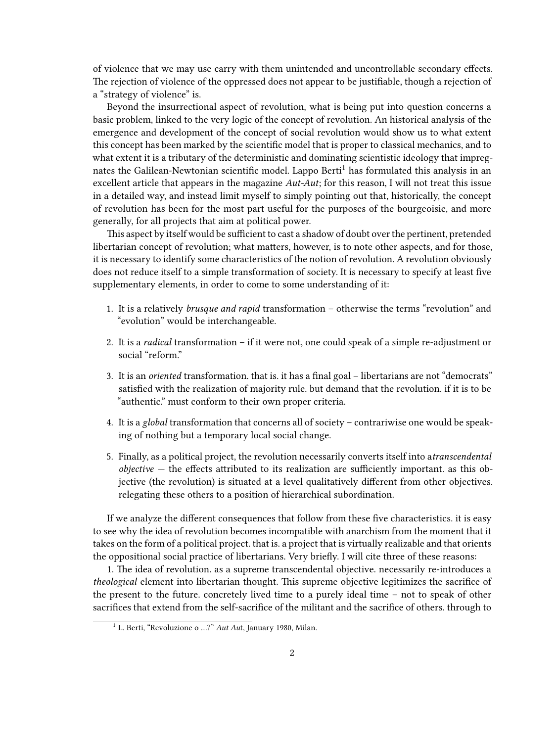of violence that we may use carry with them unintended and uncontrollable secondary effects. The rejection of violence of the oppressed does not appear to be justifiable, though a rejection of a "strategy of violence" is.

Beyond the insurrectional aspect of revolution, what is being put into question concerns a basic problem, linked to the very logic of the concept of revolution. An historical analysis of the emergence and development of the concept of social revolution would show us to what extent this concept has been marked by the scientific model that is proper to classical mechanics, and to what extent it is a tributary of the deterministic and dominating scientistic ideology that impregnates the Galilean-Newtonian scientific model. Lappo Berti[1] has formulated this analysis in an excellent article that appears in the magazine *Aut-Aut*; for this reason, I will not treat this issue in a detailed way, and instead limit myself to simply pointing out that, historically, the concept of revolution has been for the most part useful for the purposes of the bourgeoisie, and more generally, for all projects that aim at political power.

This aspect by itself would be sufficient to cast a shadow of doubt over the pertinent, pretended libertarian concept of revolution; what matters, however, is to note other aspects, and for those, it is necessary to identify some characteristics of the notion of revolution. A revolution obviously does not reduce itself to a simple transformation of society. It is necessary to specify at least five supplementary elements, in order to come to some understanding of it:

1. It is a relatively *brusque and rapid* transformation – otherwise the terms "revolution" and "evolution" would be interchangeable.
2. It is a *radical* transformation – if it were not, one could speak of a simple re-adjustment or social "reform."
3. It is an *oriented* transformation. that is. it has a final goal – libertarians are not "democrats" satisfied with the realization of majority rule. but demand that the revolution. if it is to be "authentic." must conform to their own proper criteria.
4. It is a *global* transformation that concerns all of society – contrariwise one would be speaking of nothing but a temporary local social change.
5. Finally, as a political project, the revolution necessarily converts itself into a*transcendental objective* — the effects attributed to its realization are sufficiently important. as this objective (the revolution) is situated at a level qualitatively different from other objectives. relegating these others to a position of hierarchical subordination.

If we analyze the different consequences that follow from these five characteristics. it is easy to see why the idea of revolution becomes incompatible with anarchism from the moment that it takes on the form of a political project. that is. a project that is virtually realizable and that orients the oppositional social practice of libertarians. Very briefly. I will cite three of these reasons:

1. The idea of revolution. as a supreme transcendental objective. necessarily re-introduces a *theological* element into libertarian thought. This supreme objective legitimizes the sacrifice of the present to the future. concretely lived time to a purely ideal time – not to speak of other sacrifices that extend from the self-sacrifice of the militant and the sacrifice of others. through to

[1] L. Berti, "Revoluzione o …?" *Aut Au*t, January 1980, Milan.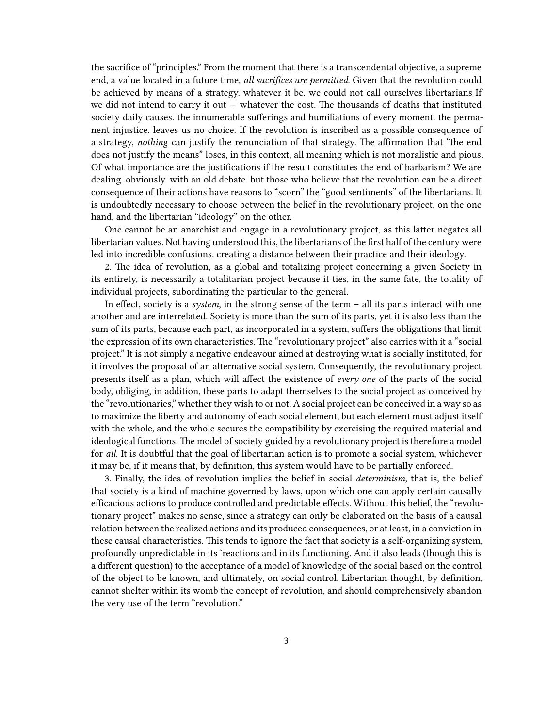the sacrifice of "principles." From the moment that there is a transcendental objective, a supreme end, a value located in a future time, *all sacrifices are permitted*. Given that the revolution could be achieved by means of a strategy. whatever it be. we could not call ourselves libertarians If we did not intend to carry it out — whatever the cost. The thousands of deaths that instituted society daily causes. the innumerable sufferings and humiliations of every moment. the permanent injustice. leaves us no choice. If the revolution is inscribed as a possible consequence of a strategy, *nothing* can justify the renunciation of that strategy. The affirmation that "the end does not justify the means" loses, in this context, all meaning which is not moralistic and pious. Of what importance are the justifications if the result constitutes the end of barbarism? We are dealing. obviously. with an old debate. but those who believe that the revolution can be a direct consequence of their actions have reasons to "scorn" the "good sentiments" of the libertarians. It is undoubtedly necessary to choose between the belief in the revolutionary project, on the one hand, and the libertarian "ideology" on the other.

One cannot be an anarchist and engage in a revolutionary project, as this latter negates all libertarian values. Not having understood this, the libertarians of the first half of the century were led into incredible confusions. creating a distance between their practice and their ideology.

2. The idea of revolution, as a global and totalizing project concerning a given Society in its entirety, is necessarily a totalitarian project because it ties, in the same fate, the totality of individual projects, subordinating the particular to the general.

In effect, society is a *system*, in the strong sense of the term – all its parts interact with one another and are interrelated. Society is more than the sum of its parts, yet it is also less than the sum of its parts, because each part, as incorporated in a system, suffers the obligations that limit the expression of its own characteristics. The "revolutionary project" also carries with it a "social project." It is not simply a negative endeavour aimed at destroying what is socially instituted, for it involves the proposal of an alternative social system. Consequently, the revolutionary project presents itself as a plan, which will affect the existence of *every one* of the parts of the social body, obliging, in addition, these parts to adapt themselves to the social project as conceived by the "revolutionaries," whether they wish to or not. A social project can be conceived in a way so as to maximize the liberty and autonomy of each social element, but each element must adjust itself with the whole, and the whole secures the compatibility by exercising the required material and ideological functions. The model of society guided by a revolutionary project is therefore a model for *all*. It is doubtful that the goal of libertarian action is to promote a social system, whichever it may be, if it means that, by definition, this system would have to be partially enforced.

3. Finally, the idea of revolution implies the belief in social *determinism*, that is, the belief that society is a kind of machine governed by laws, upon which one can apply certain causally efficacious actions to produce controlled and predictable effects. Without this belief, the "revolutionary project" makes no sense, since a strategy can only be elaborated on the basis of a causal relation between the realized actions and its produced consequences, or at least, in a conviction in these causal characteristics. This tends to ignore the fact that society is a self-organizing system, profoundly unpredictable in its 'reactions and in its functioning. And it also leads (though this is a different question) to the acceptance of a model of knowledge of the social based on the control of the object to be known, and ultimately, on social control. Libertarian thought, by definition, cannot shelter within its womb the concept of revolution, and should comprehensively abandon the very use of the term "revolution."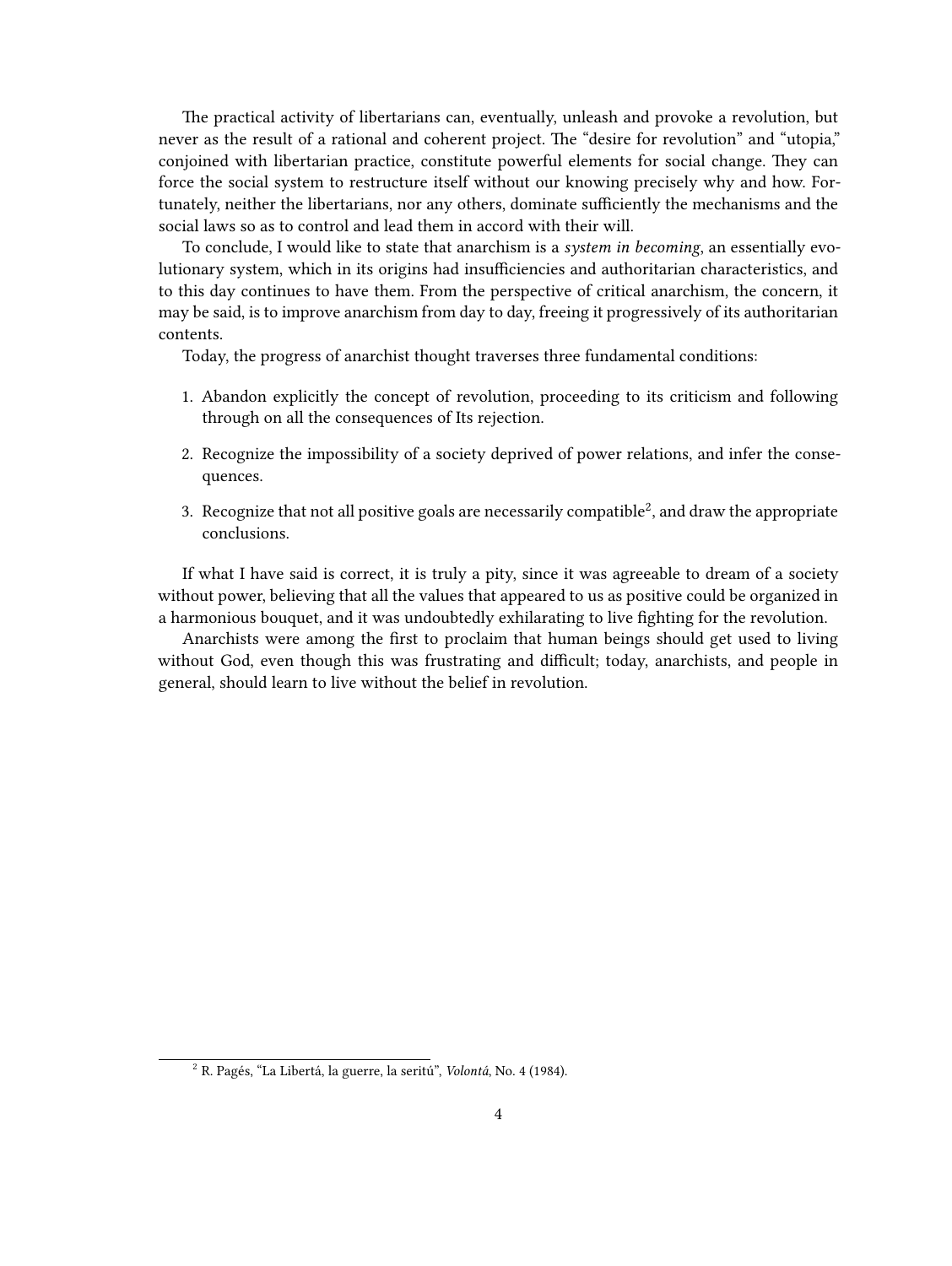The practical activity of libertarians can, eventually, unleash and provoke a revolution, but never as the result of a rational and coherent project. The "desire for revolution" and "utopia," conjoined with libertarian practice, constitute powerful elements for social change. They can force the social system to restructure itself without our knowing precisely why and how. Fortunately, neither the libertarians, nor any others, dominate sufficiently the mechanisms and the social laws so as to control and lead them in accord with their will.

To conclude, I would like to state that anarchism is a *system in becoming*, an essentially evolutionary system, which in its origins had insufficiencies and authoritarian characteristics, and to this day continues to have them. From the perspective of critical anarchism, the concern, it may be said, is to improve anarchism from day to day, freeing it progressively of its authoritarian contents.

Today, the progress of anarchist thought traverses three fundamental conditions:

1. Abandon explicitly the concept of revolution, proceeding to its criticism and following through on all the consequences of Its rejection.
2. Recognize the impossibility of a society deprived of power relations, and infer the consequences.
3. Recognize that not all positive goals are necessarily compatible[2], and draw the appropriate conclusions.

If what I have said is correct, it is truly a pity, since it was agreeable to dream of a society without power, believing that all the values that appeared to us as positive could be organized in a harmonious bouquet, and it was undoubtedly exhilarating to live fighting for the revolution.

Anarchists were among the first to proclaim that human beings should get used to living without God, even though this was frustrating and difficult; today, anarchists, and people in general, should learn to live without the belief in revolution.

[2] R. Pagés, "La Libertá, la guerre, la seritú", *Volontá*, No. 4 (1984).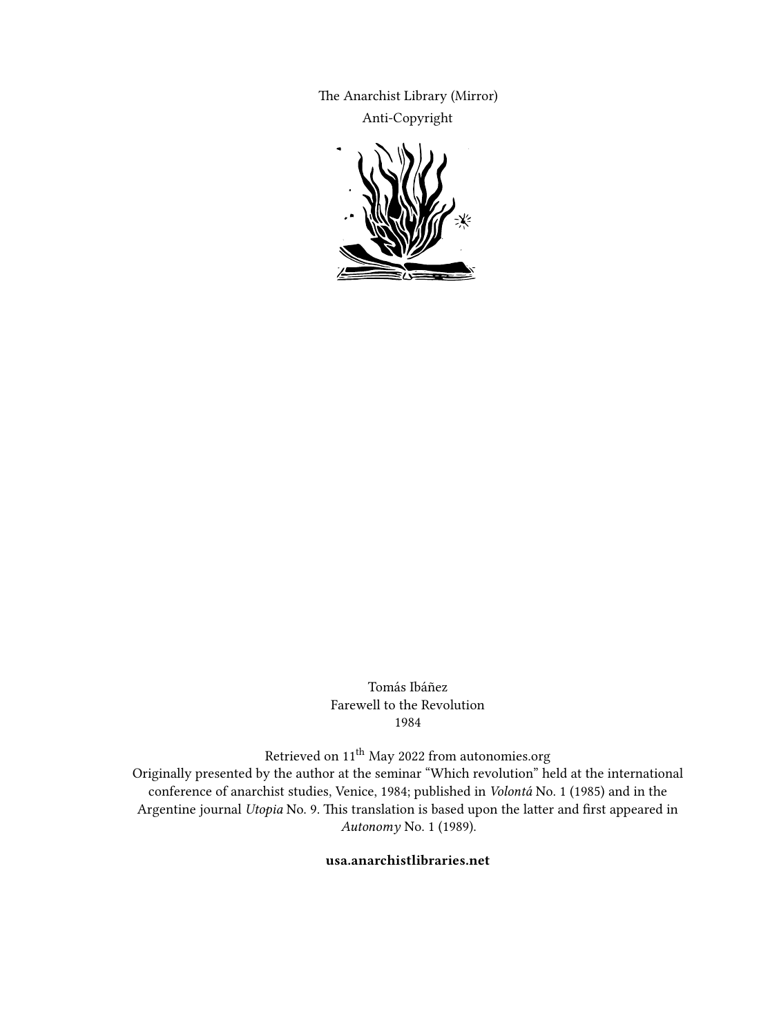The Anarchist Library (Mirror)
Anti-Copyright

Tomás Ibáñez
Farewell to the Revolution
1984

Retrieved on 11th May 2022 from autonomies.org
Originally presented by the author at the seminar "Which revolution" held at the international conference of anarchist studies, Venice, 1984; published in *Volontá* No. 1 (1985) and in the Argentine journal *Utopia* No. 9. This translation is based upon the latter and first appeared in *Autonomy* No. 1 (1989).

**usa.anarchistlibraries.net**